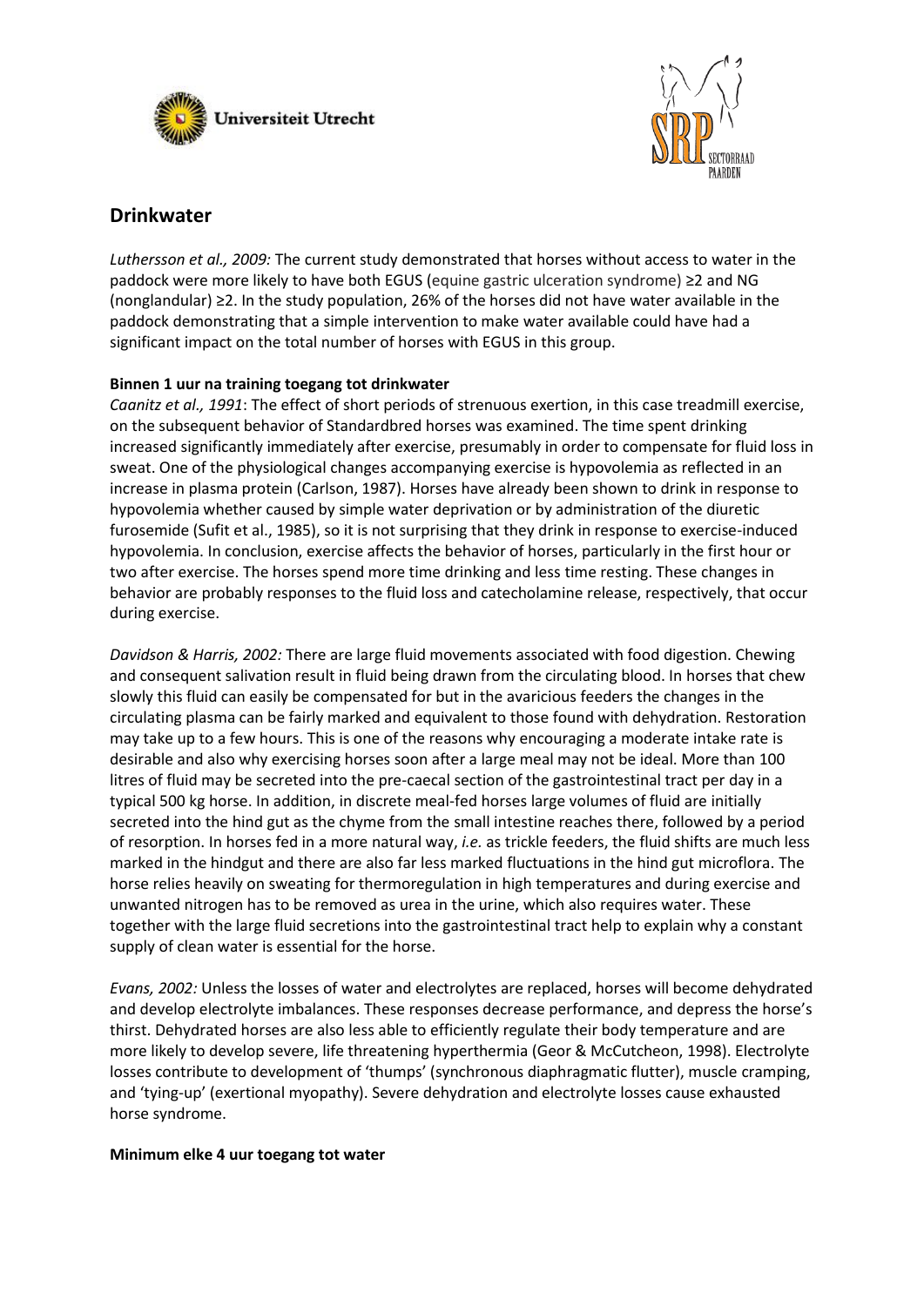# Drinkwater

*Luthersson et al., 2009:* The current study demonstrated that horses without access to water in the paddock were more likely to have both EGUS (equine gastric ulceration syndrome) ≥2 and NG (nonglandular) ≥2. In the study population, 26% of the horses did not have water available in the paddock demonstrating that a simple intervention to make water available could have had a significant impact on the total number of horses with EGUS in this group.

**Binnen 1 uur na training toegang tot drinkwater**

*Caanitz et al., 1991*: The effect of short periods of strenuous exertion, in this case treadmill exercise, on the subsequent behavior of Standardbred horses was examined. The time spent drinking increased significantly immediately after exercise, presumably in order to compensate for fluid loss in sweat. One of the physiological changes accompanying exercise is hypovolemia as reflected in an increase in plasma protein (Carlson, 1987). Horses have already been shown to drink in response to hypovolemia whether caused by simple water deprivation or by administration of the diuretic furosemide (Sufit et al., 1985), so it is not surprising that they drink in response to exercise-induced hypovolemia. In conclusion, exercise affects the behavior of horses, particularly in the first hour or two after exercise. The horses spend more time drinking and less time resting. These changes in behavior are probably responses to the fluid loss and catecholamine release, respectively, that occur during exercise.

*Davidson & Harris, 2002:* There are large fluid movements associated with food digestion. Chewing and consequent salivation result in fluid being drawn from the circulating blood. In horses that chew slowly this fluid can easily be compensated for but in the avaricious feeders the changes in the circulating plasma can be fairly marked and equivalent to those found with dehydration. Restoration may take up to a few hours. This is one of the reasons why encouraging a moderate intake rate is desirable and also why exercising horses soon after a large meal may not be ideal. More than 100 litres of fluid may be secreted into the pre-caecal section of the gastrointestinal tract per day in a typical 500 kg horse. In addition, in discrete meal-fed horses large volumes of fluid are initially secreted into the hind gut as the chyme from the small intestine reaches there, followed by a period of resorption. In horses fed in a more natural way, *i.e.* as trickle feeders, the fluid shifts are much less marked in the hindgut and there are also far less marked fluctuations in the hind gut microflora. The horse relies heavily on sweating for thermoregulation in high temperatures and during exercise and unwanted nitrogen has to be removed as urea in the urine, which also requires water. These together with the large fluid secretions into the gastrointestinal tract help to explain why a constant supply of clean water is essential for the horse.

*Evans, 2002:* Unless the losses of water and electrolytes are replaced, horses will become dehydrated and develop electrolyte imbalances. These responses decrease performance, and depress the horse's thirst. Dehydrated horses are also less able to efficiently regulate their body temperature and are more likely to develop severe, life threatening hyperthermia (Geor & McCutcheon, 1998). Electrolyte losses contribute to development of 'thumps' (synchronous diaphragmatic flutter), muscle cramping, and 'tying-up' (exertional myopathy). Severe dehydration and electrolyte losses cause exhausted horse syndrome.

**Minimum elke 4 uur toegang tot water**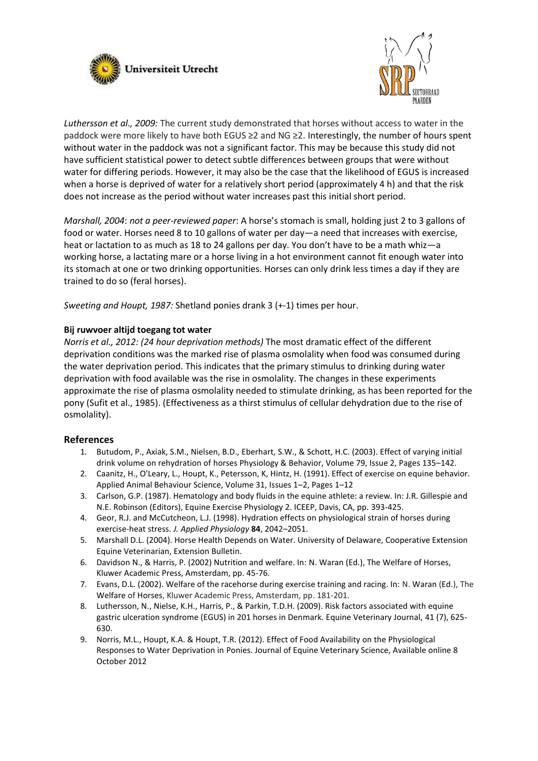*Luthersson et al., 2009:* The current study demonstrated that horses without access to water in the paddock were more likely to have both EGUS ≥2 and NG ≥2. Interestingly, the number of hours spent without water in the paddock was not a significant factor. This may be because this study did not have sufficient statistical power to detect subtle differences between groups that were without water for differing periods. However, it may also be the case that the likelihood of EGUS is increased when a horse is deprived of water for a relatively short period (approximately 4 h) and that the risk does not increase as the period without water increases past this initial short period.

*Marshall, 2004*: *not a peer-reviewed paper*: A horse's stomach is small, holding just 2 to 3 gallons of food or water. Horses need 8 to 10 gallons of water per day—a need that increases with exercise, heat or lactation to as much as 18 to 24 gallons per day. You don't have to be a math whiz—a working horse, a lactating mare or a horse living in a hot environment cannot fit enough water into its stomach at one or two drinking opportunities. Horses can only drink less times a day if they are trained to do so (feral horses).

*Sweeting and Houpt, 1987:* Shetland ponies drank 3 (+-1) times per hour.

**Bij ruwvoer altijd toegang tot water**

*Norris et al., 2012: (24 hour deprivation methods)* The most dramatic effect of the different deprivation conditions was the marked rise of plasma osmolality when food was consumed during the water deprivation period. This indicates that the primary stimulus to drinking during water deprivation with food available was the rise in osmolality. The changes in these experiments approximate the rise of plasma osmolality needed to stimulate drinking, as has been reported for the pony (Sufit et al., 1985). (Effectiveness as a thirst stimulus of cellular dehydration due to the rise of osmolality).

## References

1. Butudom, P., Axiak, S.M., Nielsen, B.D., Eberhart, S.W., & Schott, H.C. (2003). Effect of varying initial drink volume on rehydration of horses Physiology & Behavior, Volume 79, Issue 2, Pages 135–142.
2. Caanitz, H., O'Leary, L., Houpt, K., Petersson, K, Hintz, H. (1991). Effect of exercise on equine behavior. Applied Animal Behaviour Science, Volume 31, Issues 1–2, Pages 1–12
3. Carlson, G.P. (1987). Hematology and body fluids in the equine athlete: a review. In: J.R. Gillespie and N.E. Robinson (Editors), Equine Exercise Physiology 2. ICEEP, Davis, CA, pp. 393-425.
4. Geor, R.J. and McCutcheon, L.J. (1998). Hydration effects on physiological strain of horses during exercise-heat stress. *J. Applied Physiology* **84**, 2042–2051.
5. Marshall D.L. (2004). Horse Health Depends on Water. University of Delaware, Cooperative Extension Equine Veterinarian, Extension Bulletin.
6. Davidson N., & Harris, P. (2002) Nutrition and welfare. In: N. Waran (Ed.), The Welfare of Horses, Kluwer Academic Press, Amsterdam, pp. 45-76.
7. Evans, D.L. (2002). Welfare of the racehorse during exercise training and racing. In: N. Waran (Ed.), The Welfare of Horses, Kluwer Academic Press, Amsterdam, pp. 181-201.
8. Luthersson, N., Nielse, K.H., Harris, P., & Parkin, T.D.H. (2009). Risk factors associated with equine gastric ulceration syndrome (EGUS) in 201 horses in Denmark. Equine Veterinary Journal, 41 (7), 625-630.
9. Norris, M.L., Houpt, K.A. & Houpt, T.R. (2012). Effect of Food Availability on the Physiological Responses to Water Deprivation in Ponies. Journal of Equine Veterinary Science, Available online 8 October 2012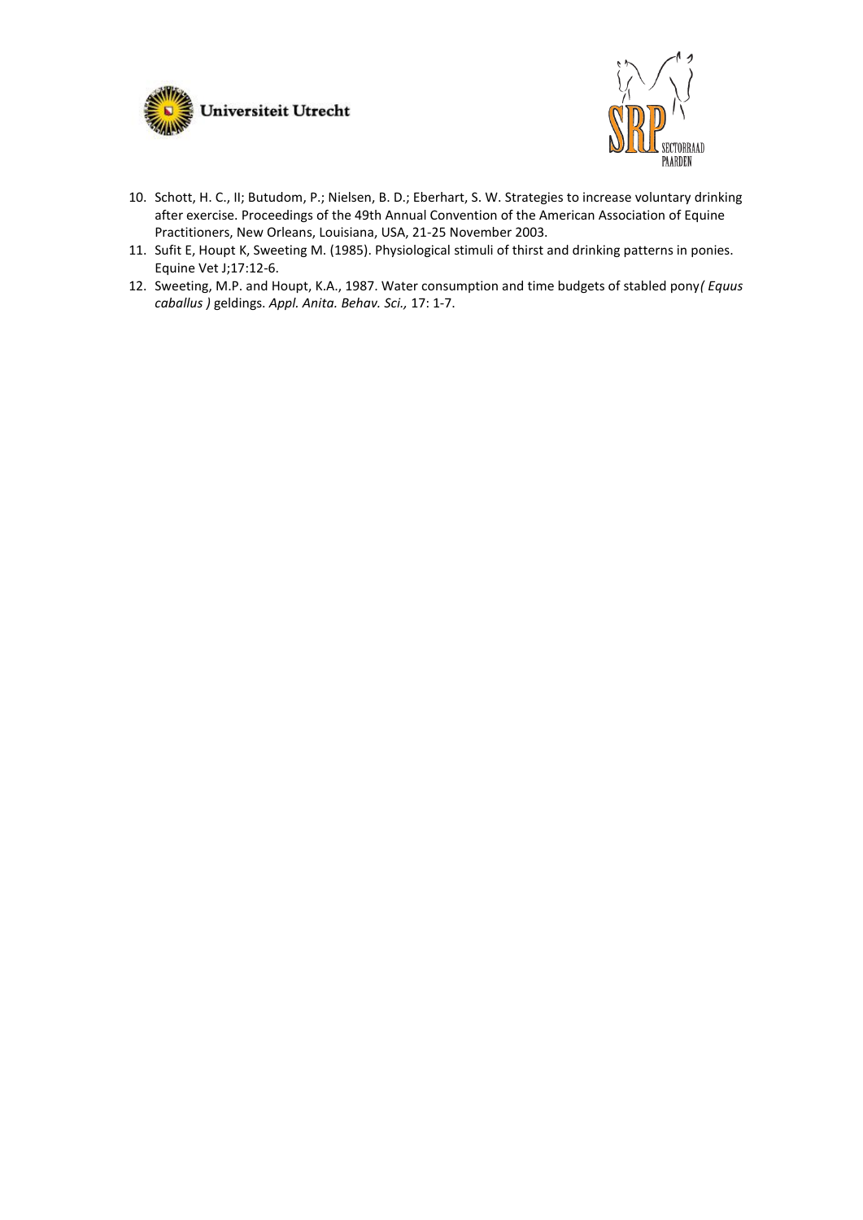10. Schott, H. C., II; Butudom, P.; Nielsen, B. D.; Eberhart, S. W. Strategies to increase voluntary drinking after exercise. Proceedings of the 49th Annual Convention of the American Association of Equine Practitioners, New Orleans, Louisiana, USA, 21-25 November 2003.
11. Sufit E, Houpt K, Sweeting M. (1985). Physiological stimuli of thirst and drinking patterns in ponies. Equine Vet J;17:12-6.
12. Sweeting, M.P. and Houpt, K.A., 1987. Water consumption and time budgets of stabled pony*( Equus caballus )* geldings. *Appl. Anita. Behav. Sci.,* 17: 1-7.